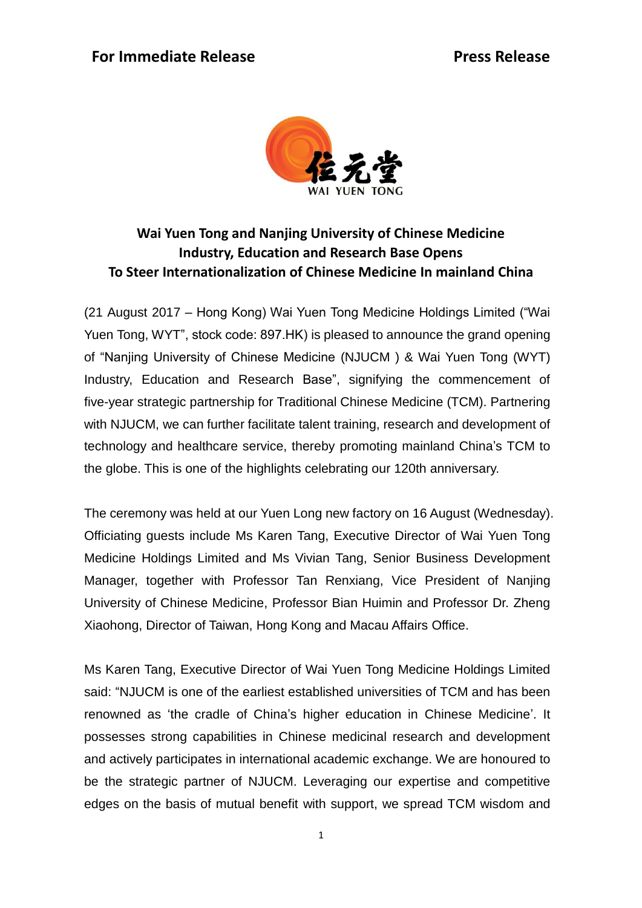**For Immediate Release** **Press Release**

# Wai Yuen Tong and Nanjing University of Chinese Medicine Industry, Education and Research Base Opens To Steer Internationalization of Chinese Medicine In mainland China

(21 August 2017 – Hong Kong) Wai Yuen Tong Medicine Holdings Limited ("Wai Yuen Tong, WYT", stock code: 897.HK) is pleased to announce the grand opening of "Nanjing University of Chinese Medicine (NJUCM ) & Wai Yuen Tong (WYT) Industry, Education and Research Base", signifying the commencement of five-year strategic partnership for Traditional Chinese Medicine (TCM). Partnering with NJUCM, we can further facilitate talent training, research and development of technology and healthcare service, thereby promoting mainland China's TCM to the globe. This is one of the highlights celebrating our 120th anniversary.

The ceremony was held at our Yuen Long new factory on 16 August (Wednesday). Officiating guests include Ms Karen Tang, Executive Director of Wai Yuen Tong Medicine Holdings Limited and Ms Vivian Tang, Senior Business Development Manager, together with Professor Tan Renxiang, Vice President of Nanjing University of Chinese Medicine, Professor Bian Huimin and Professor Dr. Zheng Xiaohong, Director of Taiwan, Hong Kong and Macau Affairs Office.

Ms Karen Tang, Executive Director of Wai Yuen Tong Medicine Holdings Limited said: "NJUCM is one of the earliest established universities of TCM and has been renowned as 'the cradle of China's higher education in Chinese Medicine'. It possesses strong capabilities in Chinese medicinal research and development and actively participates in international academic exchange. We are honoured to be the strategic partner of NJUCM. Leveraging our expertise and competitive edges on the basis of mutual benefit with support, we spread TCM wisdom and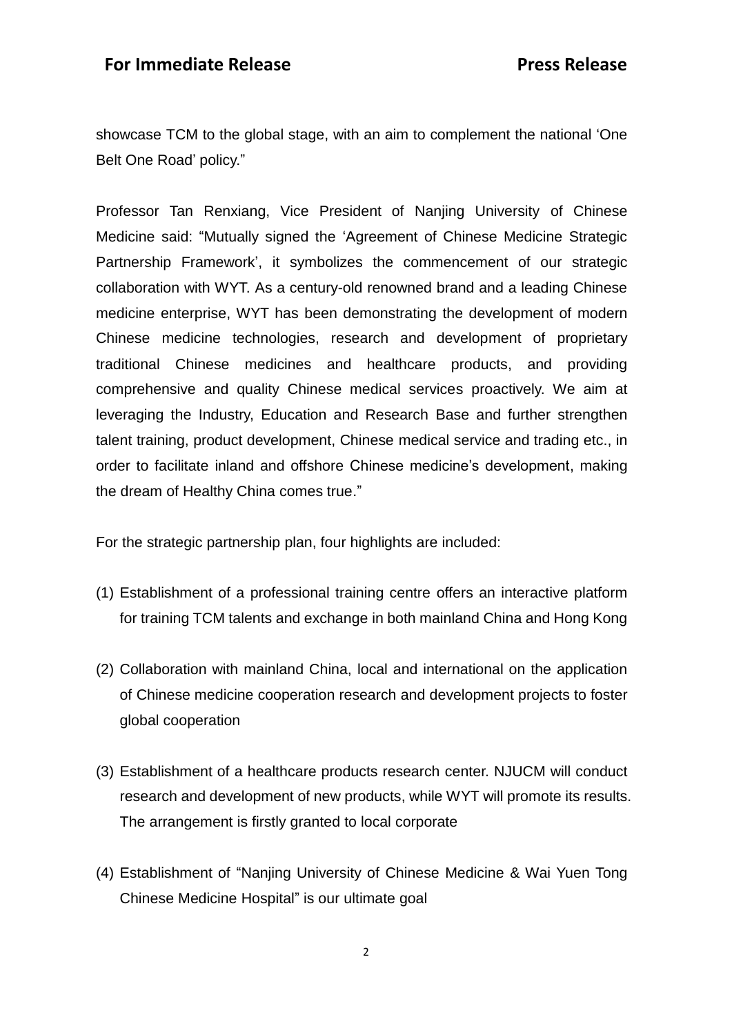showcase TCM to the global stage, with an aim to complement the national 'One Belt One Road' policy."

Professor Tan Renxiang, Vice President of Nanjing University of Chinese Medicine said: "Mutually signed the 'Agreement of Chinese Medicine Strategic Partnership Framework', it symbolizes the commencement of our strategic collaboration with WYT. As a century-old renowned brand and a leading Chinese medicine enterprise, WYT has been demonstrating the development of modern Chinese medicine technologies, research and development of proprietary traditional Chinese medicines and healthcare products, and providing comprehensive and quality Chinese medical services proactively. We aim at leveraging the Industry, Education and Research Base and further strengthen talent training, product development, Chinese medical service and trading etc., in order to facilitate inland and offshore Chinese medicine's development, making the dream of Healthy China comes true."

For the strategic partnership plan, four highlights are included:

(1) Establishment of a professional training centre offers an interactive platform for training TCM talents and exchange in both mainland China and Hong Kong

(2) Collaboration with mainland China, local and international on the application of Chinese medicine cooperation research and development projects to foster global cooperation

(3) Establishment of a healthcare products research center. NJUCM will conduct research and development of new products, while WYT will promote its results. The arrangement is firstly granted to local corporate

(4) Establishment of "Nanjing University of Chinese Medicine & Wai Yuen Tong Chinese Medicine Hospital" is our ultimate goal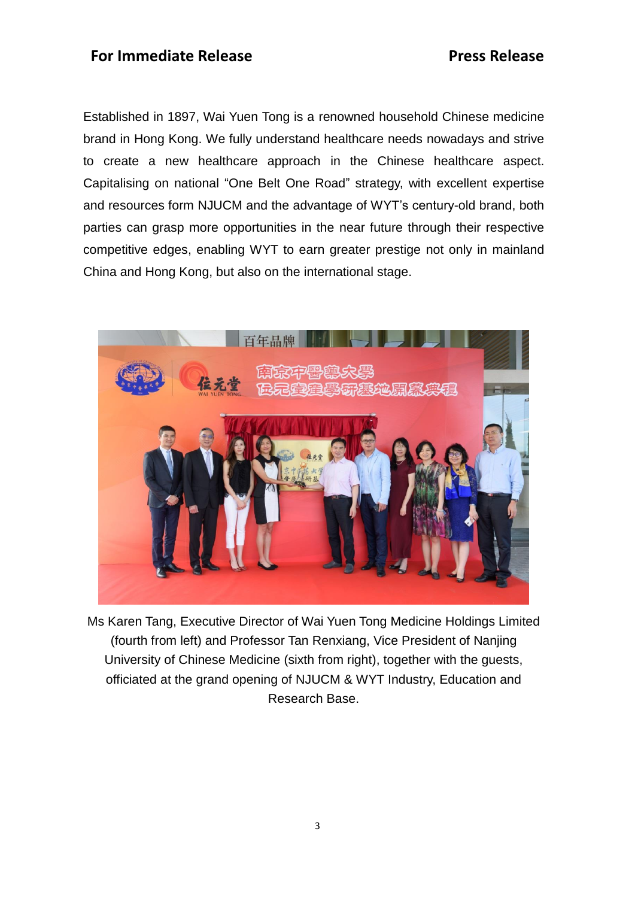Established in 1897, Wai Yuen Tong is a renowned household Chinese medicine brand in Hong Kong. We fully understand healthcare needs nowadays and strive to create a new healthcare approach in the Chinese healthcare aspect. Capitalising on national "One Belt One Road" strategy, with excellent expertise and resources form NJUCM and the advantage of WYT's century-old brand, both parties can grasp more opportunities in the near future through their respective competitive edges, enabling WYT to earn greater prestige not only in mainland China and Hong Kong, but also on the international stage.

Ms Karen Tang, Executive Director of Wai Yuen Tong Medicine Holdings Limited (fourth from left) and Professor Tan Renxiang, Vice President of Nanjing University of Chinese Medicine (sixth from right), together with the guests, officiated at the grand opening of NJUCM & WYT Industry, Education and Research Base.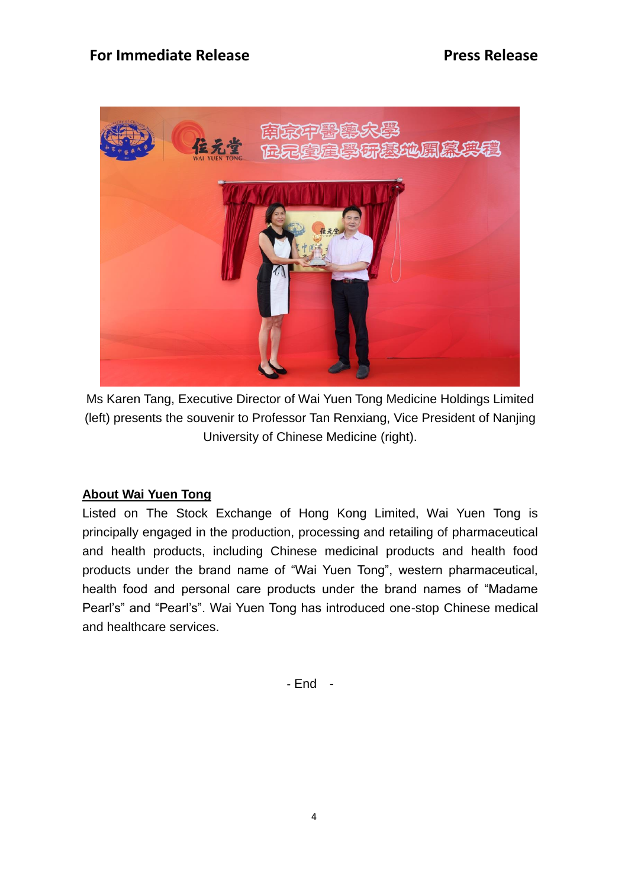Ms Karen Tang, Executive Director of Wai Yuen Tong Medicine Holdings Limited (left) presents the souvenir to Professor Tan Renxiang, Vice President of Nanjing University of Chinese Medicine (right).

**About Wai Yuen Tong**

Listed on The Stock Exchange of Hong Kong Limited, Wai Yuen Tong is principally engaged in the production, processing and retailing of pharmaceutical and health products, including Chinese medicinal products and health food products under the brand name of "Wai Yuen Tong", western pharmaceutical, health food and personal care products under the brand names of "Madame Pearl's" and "Pearl's". Wai Yuen Tong has introduced one-stop Chinese medical and healthcare services.

\- End -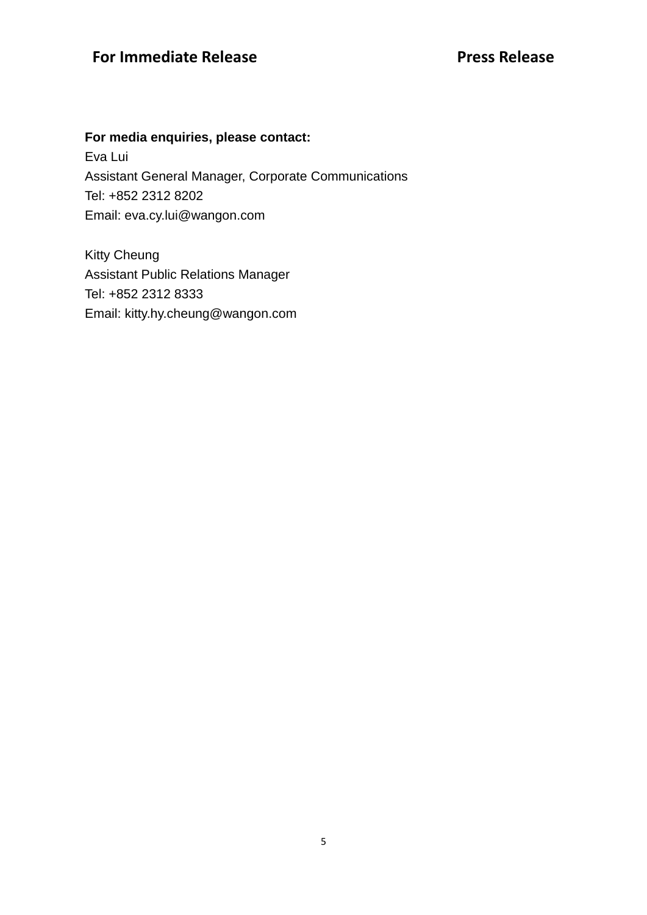**For media enquiries, please contact:**
Eva Lui
Assistant General Manager, Corporate Communications
Tel: +852 2312 8202
Email: eva.cy.lui@wangon.com

Kitty Cheung
Assistant Public Relations Manager
Tel: +852 2312 8333
Email: kitty.hy.cheung@wangon.com